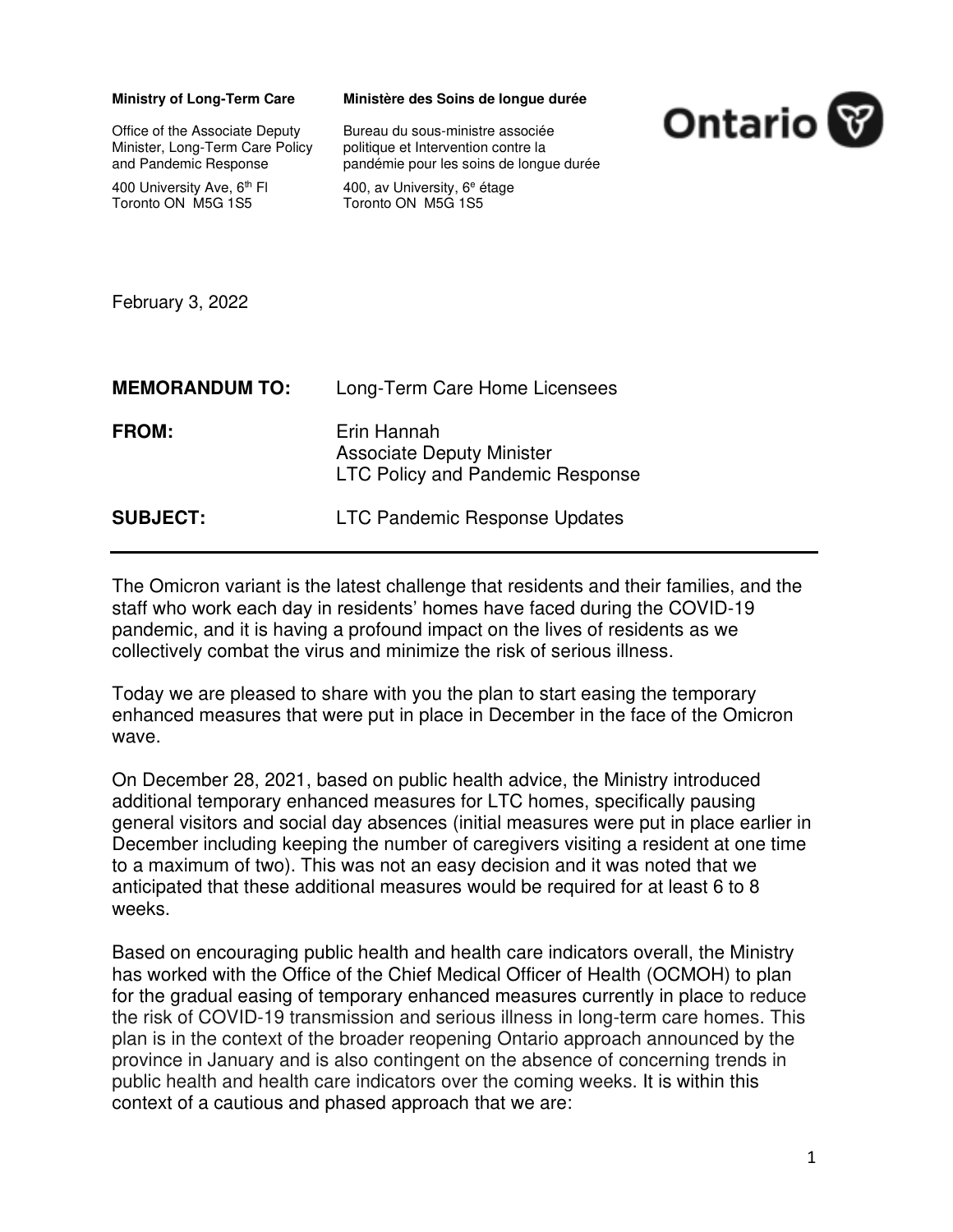**Ministry of Long-Term Care**

Office of the Associate Deputy Minister, Long-Term Care Policy and Pandemic Response

400 University Ave, 6th Fl
Toronto ON M5G 1S5

**Ministère des Soins de longue durée**

Bureau du sous-ministre associée politique et Intervention contre la pandémie pour les soins de longue durée

400, av University, 6e étage
Toronto ON M5G 1S5

Ontario

February 3, 2022

**MEMORANDUM TO:** Long-Term Care Home Licensees

**FROM:** Erin Hannah
Associate Deputy Minister
LTC Policy and Pandemic Response

**SUBJECT:** LTC Pandemic Response Updates

---

The Omicron variant is the latest challenge that residents and their families, and the staff who work each day in residents' homes have faced during the COVID-19 pandemic, and it is having a profound impact on the lives of residents as we collectively combat the virus and minimize the risk of serious illness.

Today we are pleased to share with you the plan to start easing the temporary enhanced measures that were put in place in December in the face of the Omicron wave.

On December 28, 2021, based on public health advice, the Ministry introduced additional temporary enhanced measures for LTC homes, specifically pausing general visitors and social day absences (initial measures were put in place earlier in December including keeping the number of caregivers visiting a resident at one time to a maximum of two). This was not an easy decision and it was noted that we anticipated that these additional measures would be required for at least 6 to 8 weeks.

Based on encouraging public health and health care indicators overall, the Ministry has worked with the Office of the Chief Medical Officer of Health (OCMOH) to plan for the gradual easing of temporary enhanced measures currently in place to reduce the risk of COVID-19 transmission and serious illness in long-term care homes. This plan is in the context of the broader reopening Ontario approach announced by the province in January and is also contingent on the absence of concerning trends in public health and health care indicators over the coming weeks. It is within this context of a cautious and phased approach that we are: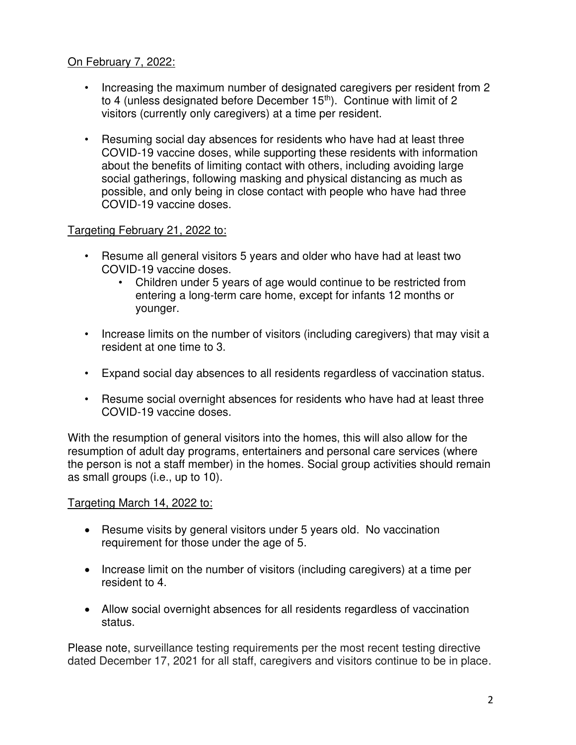On February 7, 2022:

- Increasing the maximum number of designated caregivers per resident from 2 to 4 (unless designated before December 15th). Continue with limit of 2 visitors (currently only caregivers) at a time per resident.

- Resuming social day absences for residents who have had at least three COVID-19 vaccine doses, while supporting these residents with information about the benefits of limiting contact with others, including avoiding large social gatherings, following masking and physical distancing as much as possible, and only being in close contact with people who have had three COVID-19 vaccine doses.

Targeting February 21, 2022 to:

- Resume all general visitors 5 years and older who have had at least two COVID-19 vaccine doses.
    - Children under 5 years of age would continue to be restricted from entering a long-term care home, except for infants 12 months or younger.

- Increase limits on the number of visitors (including caregivers) that may visit a resident at one time to 3.

- Expand social day absences to all residents regardless of vaccination status.

- Resume social overnight absences for residents who have had at least three COVID-19 vaccine doses.

With the resumption of general visitors into the homes, this will also allow for the resumption of adult day programs, entertainers and personal care services (where the person is not a staff member) in the homes. Social group activities should remain as small groups (i.e., up to 10).

Targeting March 14, 2022 to:

- Resume visits by general visitors under 5 years old. No vaccination requirement for those under the age of 5.

- Increase limit on the number of visitors (including caregivers) at a time per resident to 4.

- Allow social overnight absences for all residents regardless of vaccination status.

Please note, surveillance testing requirements per the most recent testing directive dated December 17, 2021 for all staff, caregivers and visitors continue to be in place.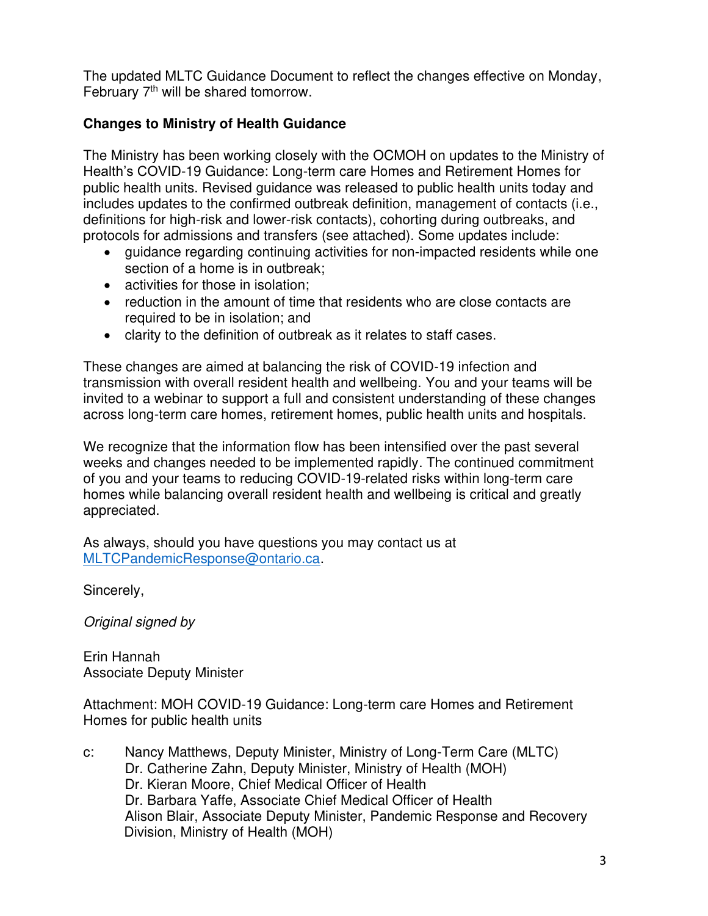The updated MLTC Guidance Document to reflect the changes effective on Monday, February 7th will be shared tomorrow.

**Changes to Ministry of Health Guidance**

The Ministry has been working closely with the OCMOH on updates to the Ministry of Health's COVID-19 Guidance: Long-term care Homes and Retirement Homes for public health units. Revised guidance was released to public health units today and includes updates to the confirmed outbreak definition, management of contacts (i.e., definitions for high-risk and lower-risk contacts), cohorting during outbreaks, and protocols for admissions and transfers (see attached). Some updates include:

- guidance regarding continuing activities for non-impacted residents while one section of a home is in outbreak;
- activities for those in isolation;
- reduction in the amount of time that residents who are close contacts are required to be in isolation; and
- clarity to the definition of outbreak as it relates to staff cases.

These changes are aimed at balancing the risk of COVID-19 infection and transmission with overall resident health and wellbeing. You and your teams will be invited to a webinar to support a full and consistent understanding of these changes across long-term care homes, retirement homes, public health units and hospitals.

We recognize that the information flow has been intensified over the past several weeks and changes needed to be implemented rapidly. The continued commitment of you and your teams to reducing COVID-19-related risks within long-term care homes while balancing overall resident health and wellbeing is critical and greatly appreciated.

As always, should you have questions you may contact us at [MLTCPandemicResponse@ontario.ca](mailto:MLTCPandemicResponse@ontario.ca).

Sincerely,

*Original signed by*

Erin Hannah
Associate Deputy Minister

Attachment: MOH COVID-19 Guidance: Long-term care Homes and Retirement Homes for public health units

c: Nancy Matthews, Deputy Minister, Ministry of Long-Term Care (MLTC)
Dr. Catherine Zahn, Deputy Minister, Ministry of Health (MOH)
Dr. Kieran Moore, Chief Medical Officer of Health
Dr. Barbara Yaffe, Associate Chief Medical Officer of Health
Alison Blair, Associate Deputy Minister, Pandemic Response and Recovery Division, Ministry of Health (MOH)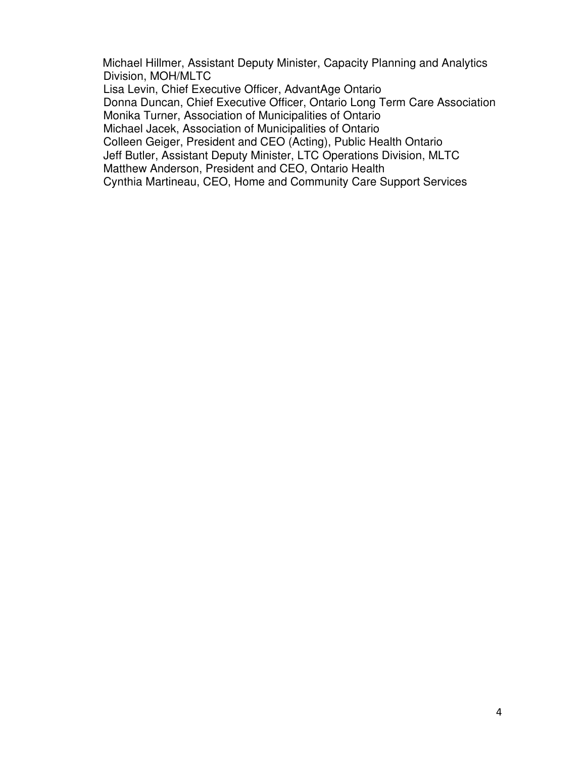Michael Hillmer, Assistant Deputy Minister, Capacity Planning and Analytics Division, MOH/MLTC
Lisa Levin, Chief Executive Officer, AdvantAge Ontario
Donna Duncan, Chief Executive Officer, Ontario Long Term Care Association
Monika Turner, Association of Municipalities of Ontario
Michael Jacek, Association of Municipalities of Ontario
Colleen Geiger, President and CEO (Acting), Public Health Ontario
Jeff Butler, Assistant Deputy Minister, LTC Operations Division, MLTC
Matthew Anderson, President and CEO, Ontario Health
Cynthia Martineau, CEO, Home and Community Care Support Services